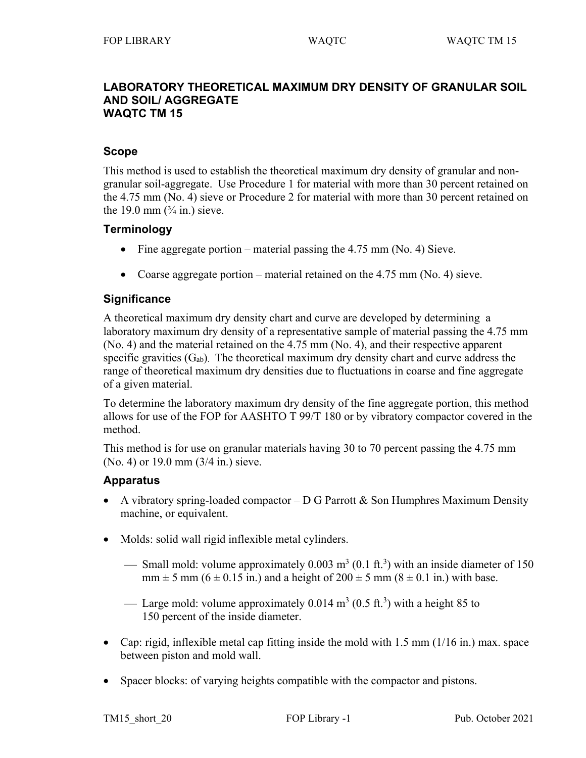# LABORATORY THEORETICAL MAXIMUM DRY DENSITY OF GRANULAR SOIL AND SOIL/ AGGREGATE
# WAQTC TM 15

## Scope

This method is used to establish the theoretical maximum dry density of granular and non-granular soil-aggregate. Use Procedure 1 for material with more than 30 percent retained on the 4.75 mm (No. 4) sieve or Procedure 2 for material with more than 30 percent retained on the 19.0 mm (¾ in.) sieve.

## Terminology

- Fine aggregate portion – material passing the 4.75 mm (No. 4) Sieve.
- Coarse aggregate portion – material retained on the 4.75 mm (No. 4) sieve.

## Significance

A theoretical maximum dry density chart and curve are developed by determining a laboratory maximum dry density of a representative sample of material passing the 4.75 mm (No. 4) and the material retained on the 4.75 mm (No. 4), and their respective apparent specific gravities ($G_{ab}$). The theoretical maximum dry density chart and curve address the range of theoretical maximum dry densities due to fluctuations in coarse and fine aggregate of a given material.

To determine the laboratory maximum dry density of the fine aggregate portion, this method allows for use of the FOP for AASHTO T 99/T 180 or by vibratory compactor covered in the method.

This method is for use on granular materials having 30 to 70 percent passing the 4.75 mm (No. 4) or 19.0 mm (3/4 in.) sieve.

## Apparatus

- A vibratory spring-loaded compactor – D G Parrott & Son Humphres Maximum Density machine, or equivalent.
- Molds: solid wall rigid inflexible metal cylinders.
  - Small mold: volume approximately 0.003 $m^3$ (0.1 $ft.^3$) with an inside diameter of 150 mm ± 5 mm (6 ± 0.15 in.) and a height of 200 ± 5 mm (8 ± 0.1 in.) with base.
  - Large mold: volume approximately 0.014 $m^3$ (0.5 $ft.^3$) with a height 85 to 150 percent of the inside diameter.
- Cap: rigid, inflexible metal cap fitting inside the mold with 1.5 mm (1/16 in.) max. space between piston and mold wall.
- Spacer blocks: of varying heights compatible with the compactor and pistons.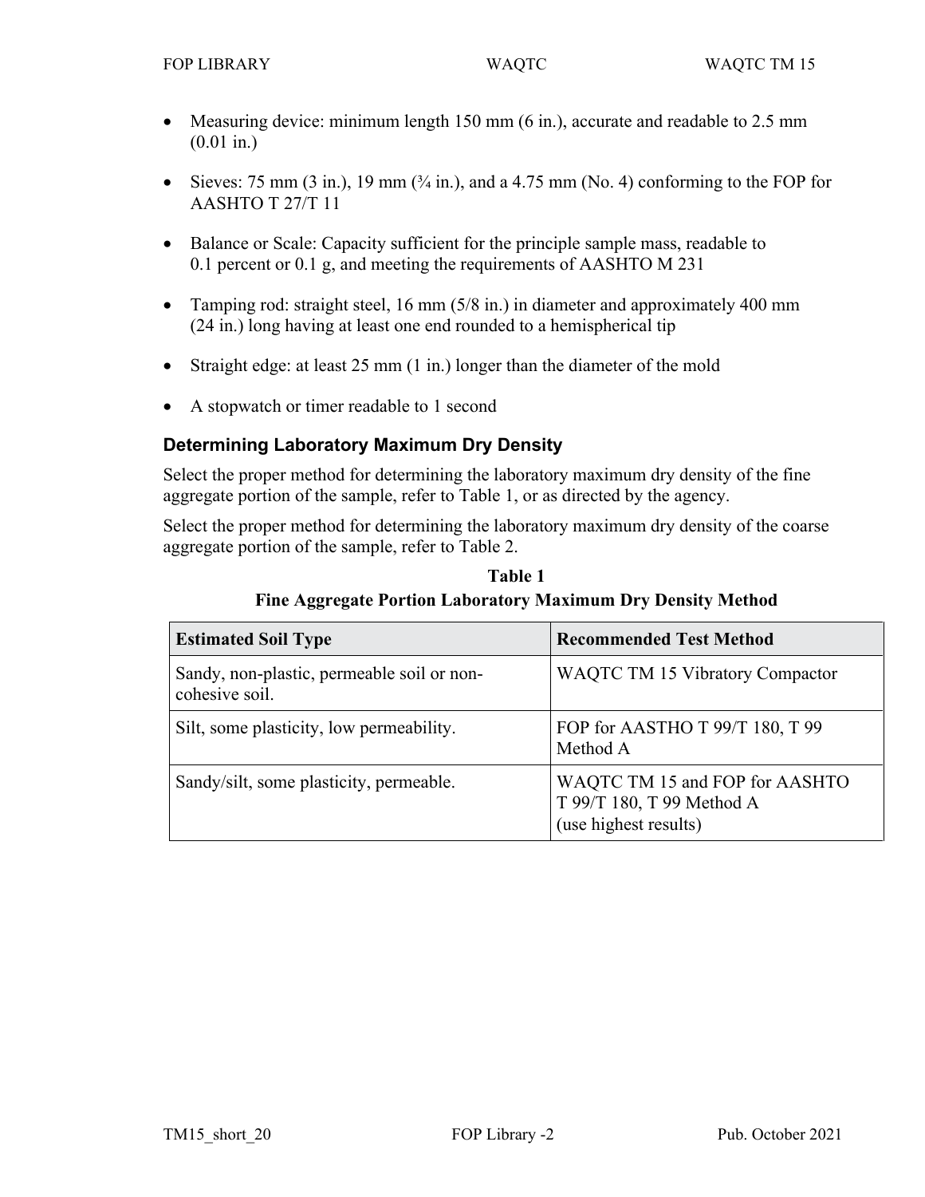- Measuring device: minimum length 150 mm (6 in.), accurate and readable to 2.5 mm (0.01 in.)
- Sieves: 75 mm (3 in.), 19 mm (¾ in.), and a 4.75 mm (No. 4) conforming to the FOP for AASHTO T 27/T 11
- Balance or Scale: Capacity sufficient for the principle sample mass, readable to 0.1 percent or 0.1 g, and meeting the requirements of AASHTO M 231
- Tamping rod: straight steel, 16 mm (5/8 in.) in diameter and approximately 400 mm (24 in.) long having at least one end rounded to a hemispherical tip
- Straight edge: at least 25 mm (1 in.) longer than the diameter of the mold
- A stopwatch or timer readable to 1 second

## Determining Laboratory Maximum Dry Density

Select the proper method for determining the laboratory maximum dry density of the fine aggregate portion of the sample, refer to Table 1, or as directed by the agency.

Select the proper method for determining the laboratory maximum dry density of the coarse aggregate portion of the sample, refer to Table 2.

**Table 1**
**Fine Aggregate Portion Laboratory Maximum Dry Density Method**

| Estimated Soil Type | Recommended Test Method |
|---|---|
| Sandy, non-plastic, permeable soil or non-cohesive soil. | WAQTC TM 15 Vibratory Compactor |
| Silt, some plasticity, low permeability. | FOP for AASTHO T 99/T 180, T 99 Method A |
| Sandy/silt, some plasticity, permeable. | WAQTC TM 15 and FOP for AASHTO T 99/T 180, T 99 Method A (use highest results) |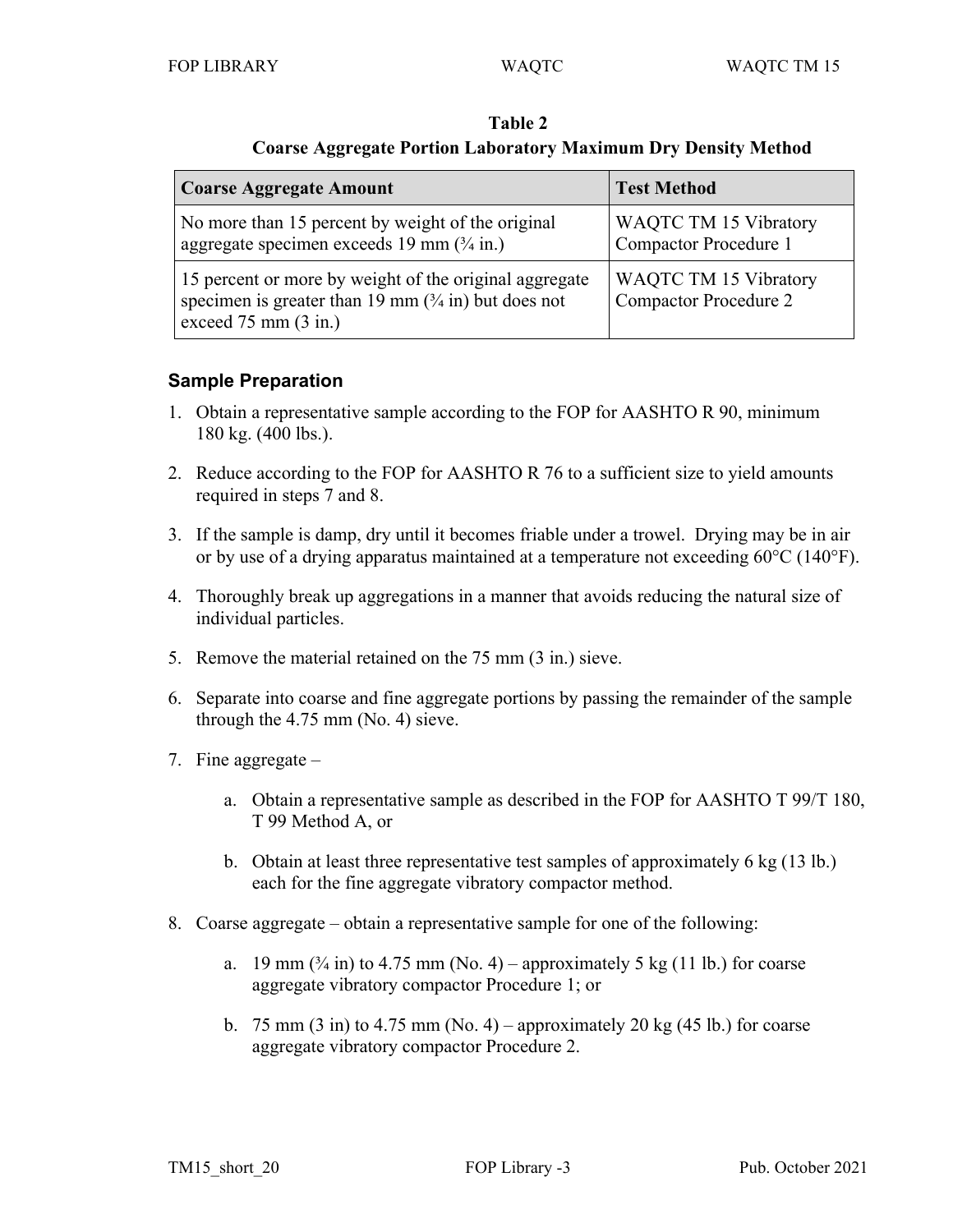**Table 2**
**Coarse Aggregate Portion Laboratory Maximum Dry Density Method**

| Coarse Aggregate Amount | Test Method |
|---|---|
| No more than 15 percent by weight of the original aggregate specimen exceeds 19 mm (¾ in.) | WAQTC TM 15 Vibratory Compactor Procedure 1 |
| 15 percent or more by weight of the original aggregate specimen is greater than 19 mm (¾ in) but does not exceed 75 mm (3 in.) | WAQTC TM 15 Vibratory Compactor Procedure 2 |

## Sample Preparation

1. Obtain a representative sample according to the FOP for AASHTO R 90, minimum 180 kg. (400 lbs.).
2. Reduce according to the FOP for AASHTO R 76 to a sufficient size to yield amounts required in steps 7 and 8.
3. If the sample is damp, dry until it becomes friable under a trowel. Drying may be in air or by use of a drying apparatus maintained at a temperature not exceeding 60°C (140°F).
4. Thoroughly break up aggregations in a manner that avoids reducing the natural size of individual particles.
5. Remove the material retained on the 75 mm (3 in.) sieve.
6. Separate into coarse and fine aggregate portions by passing the remainder of the sample through the 4.75 mm (No. 4) sieve.
7. Fine aggregate –
   a. Obtain a representative sample as described in the FOP for AASHTO T 99/T 180, T 99 Method A, or
   b. Obtain at least three representative test samples of approximately 6 kg (13 lb.) each for the fine aggregate vibratory compactor method.
8. Coarse aggregate – obtain a representative sample for one of the following:
   a. 19 mm (¾ in) to 4.75 mm (No. 4) – approximately 5 kg (11 lb.) for coarse aggregate vibratory compactor Procedure 1; or
   b. 75 mm (3 in) to 4.75 mm (No. 4) – approximately 20 kg (45 lb.) for coarse aggregate vibratory compactor Procedure 2.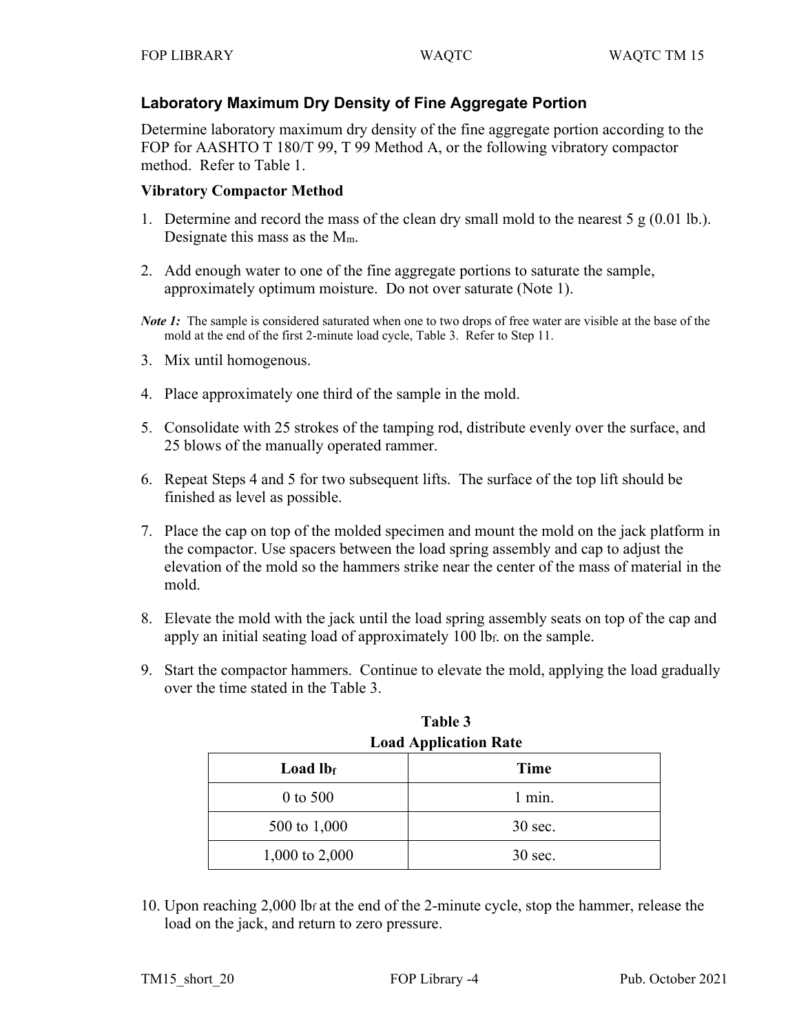## Laboratory Maximum Dry Density of Fine Aggregate Portion

Determine laboratory maximum dry density of the fine aggregate portion according to the FOP for AASHTO T 180/T 99, T 99 Method A, or the following vibratory compactor method. Refer to Table 1.

### Vibratory Compactor Method

1. Determine and record the mass of the clean dry small mold to the nearest 5 g (0.01 lb.). Designate this mass as the $M_m$.

2. Add enough water to one of the fine aggregate portions to saturate the sample, approximately optimum moisture. Do not over saturate (Note 1).

***Note 1:*** The sample is considered saturated when one to two drops of free water are visible at the base of the mold at the end of the first 2-minute load cycle, Table 3. Refer to Step 11.

3. Mix until homogenous.

4. Place approximately one third of the sample in the mold.

5. Consolidate with 25 strokes of the tamping rod, distribute evenly over the surface, and 25 blows of the manually operated rammer.

6. Repeat Steps 4 and 5 for two subsequent lifts. The surface of the top lift should be finished as level as possible.

7. Place the cap on top of the molded specimen and mount the mold on the jack platform in the compactor. Use spacers between the load spring assembly and cap to adjust the elevation of the mold so the hammers strike near the center of the mass of material in the mold.

8. Elevate the mold with the jack until the load spring assembly seats on top of the cap and apply an initial seating load of approximately 100 $lb_f$ on the sample.

9. Start the compactor hammers. Continue to elevate the mold, applying the load gradually over the time stated in the Table 3.

**Table 3**
**Load Application Rate**

| Load $lb_f$ | Time |
|---|---|
| 0 to 500 | 1 min. |
| 500 to 1,000 | 30 sec. |
| 1,000 to 2,000 | 30 sec. |

10. Upon reaching 2,000 $lb_f$ at the end of the 2-minute cycle, stop the hammer, release the load on the jack, and return to zero pressure.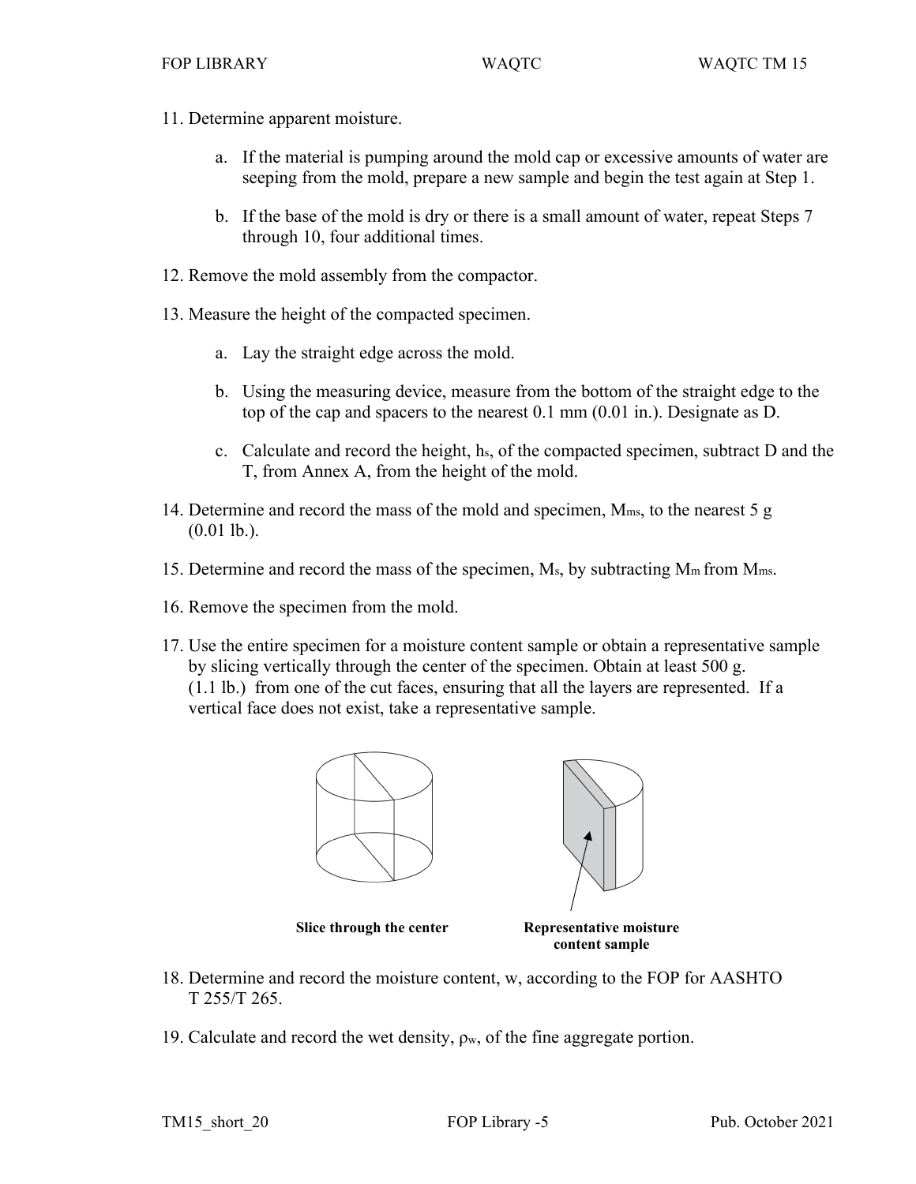11. Determine apparent moisture.

    a. If the material is pumping around the mold cap or excessive amounts of water are seeping from the mold, prepare a new sample and begin the test again at Step 1.

    b. If the base of the mold is dry or there is a small amount of water, repeat Steps 7 through 10, four additional times.

12. Remove the mold assembly from the compactor.

13. Measure the height of the compacted specimen.

    a. Lay the straight edge across the mold.

    b. Using the measuring device, measure from the bottom of the straight edge to the top of the cap and spacers to the nearest 0.1 mm (0.01 in.). Designate as D.

    c. Calculate and record the height, $h_s$, of the compacted specimen, subtract D and the T, from Annex A, from the height of the mold.

14. Determine and record the mass of the mold and specimen, $M_{ms}$, to the nearest 5 g (0.01 lb.).

15. Determine and record the mass of the specimen, $M_s$, by subtracting $M_m$ from $M_{ms}$.

16. Remove the specimen from the mold.

17. Use the entire specimen for a moisture content sample or obtain a representative sample by slicing vertically through the center of the specimen. Obtain at least 500 g. (1.1 lb.) from one of the cut faces, ensuring that all the layers are represented. If a vertical face does not exist, take a representative sample.

**Slice through the center** **Representative moisture content sample**

18. Determine and record the moisture content, w, according to the FOP for AASHTO T 255/T 265.

19. Calculate and record the wet density, $\rho_w$, of the fine aggregate portion.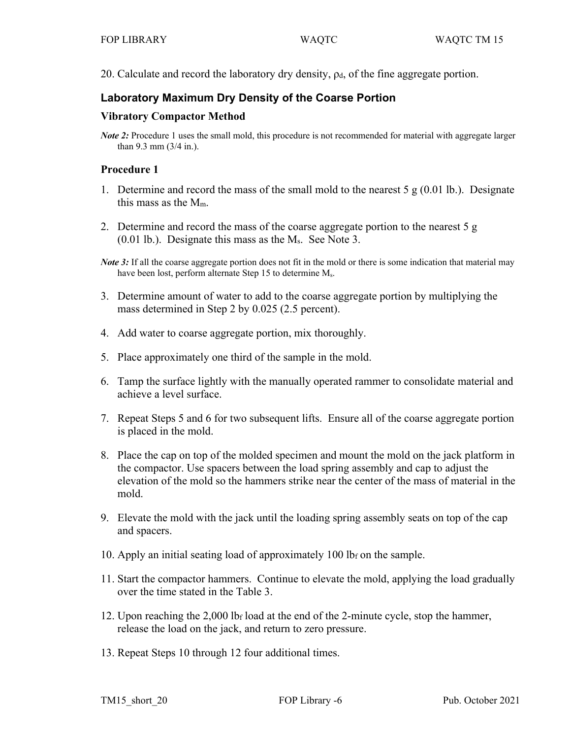20. Calculate and record the laboratory dry density, $\rho_d$, of the fine aggregate portion.

## Laboratory Maximum Dry Density of the Coarse Portion

### Vibratory Compactor Method

*Note 2:* Procedure 1 uses the small mold, this procedure is not recommended for material with aggregate larger than 9.3 mm (3/4 in.).

### Procedure 1

1. Determine and record the mass of the small mold to the nearest 5 g (0.01 lb.). Designate this mass as the $M_m$.
2. Determine and record the mass of the coarse aggregate portion to the nearest 5 g (0.01 lb.). Designate this mass as the $M_s$. See Note 3.

*Note 3:* If all the coarse aggregate portion does not fit in the mold or there is some indication that material may have been lost, perform alternate Step 15 to determine $M_s$.

3. Determine amount of water to add to the coarse aggregate portion by multiplying the mass determined in Step 2 by 0.025 (2.5 percent).
4. Add water to coarse aggregate portion, mix thoroughly.
5. Place approximately one third of the sample in the mold.
6. Tamp the surface lightly with the manually operated rammer to consolidate material and achieve a level surface.
7. Repeat Steps 5 and 6 for two subsequent lifts. Ensure all of the coarse aggregate portion is placed in the mold.
8. Place the cap on top of the molded specimen and mount the mold on the jack platform in the compactor. Use spacers between the load spring assembly and cap to adjust the elevation of the mold so the hammers strike near the center of the mass of material in the mold.
9. Elevate the mold with the jack until the loading spring assembly seats on top of the cap and spacers.
10. Apply an initial seating load of approximately 100 $lb_f$ on the sample.
11. Start the compactor hammers. Continue to elevate the mold, applying the load gradually over the time stated in the Table 3.
12. Upon reaching the 2,000 $lb_f$ load at the end of the 2-minute cycle, stop the hammer, release the load on the jack, and return to zero pressure.
13. Repeat Steps 10 through 12 four additional times.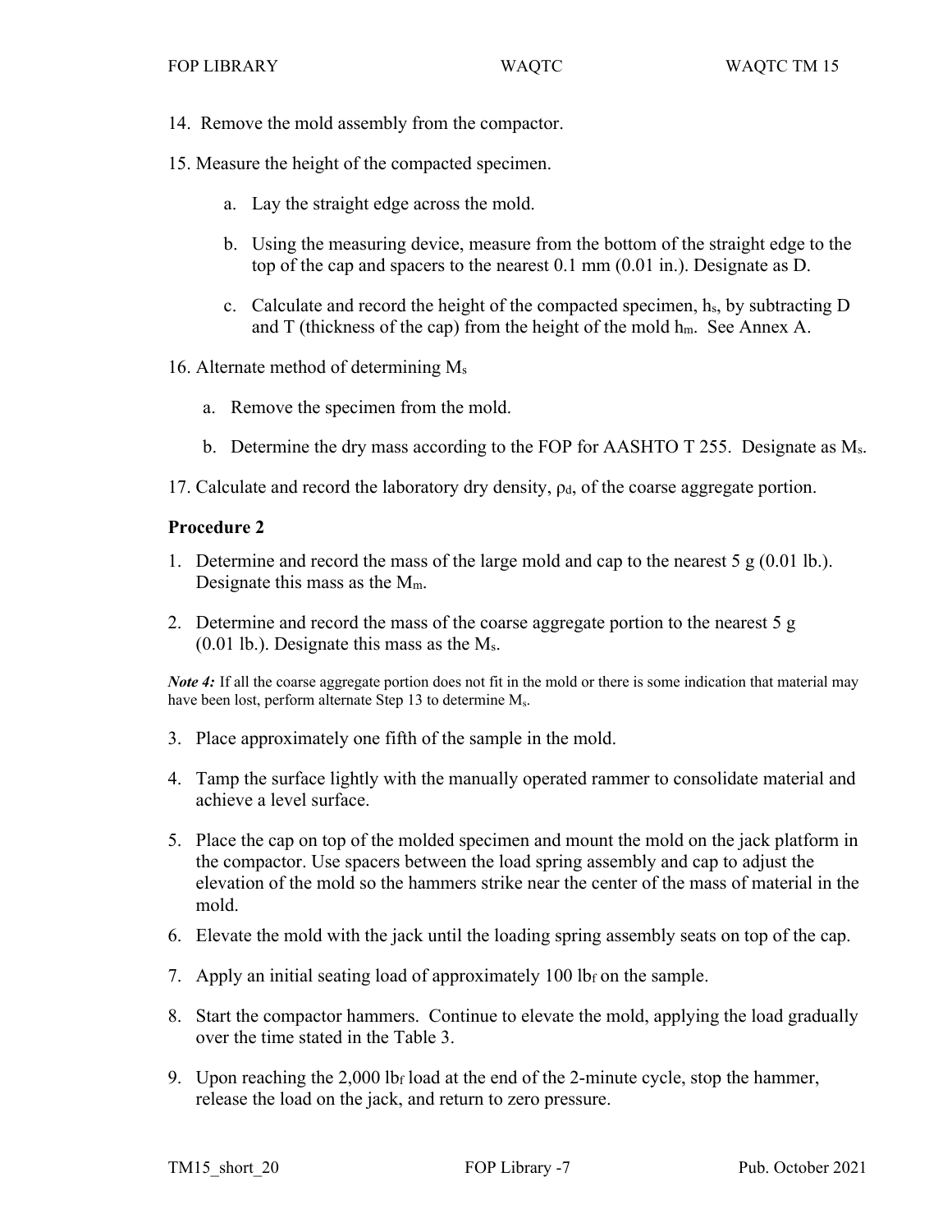14. Remove the mold assembly from the compactor.

15. Measure the height of the compacted specimen.

    a. Lay the straight edge across the mold.

    b. Using the measuring device, measure from the bottom of the straight edge to the top of the cap and spacers to the nearest 0.1 mm (0.01 in.). Designate as D.

    c. Calculate and record the height of the compacted specimen, $h_s$, by subtracting D and T (thickness of the cap) from the height of the mold $h_m$. See Annex A.

16. Alternate method of determining $M_s$

    a. Remove the specimen from the mold.

    b. Determine the dry mass according to the FOP for AASHTO T 255. Designate as $M_s$.

17. Calculate and record the laboratory dry density, $\rho_d$, of the coarse aggregate portion.

**Procedure 2**

1. Determine and record the mass of the large mold and cap to the nearest 5 g (0.01 lb.). Designate this mass as the $M_m$.

2. Determine and record the mass of the coarse aggregate portion to the nearest 5 g (0.01 lb.). Designate this mass as the $M_s$.

*Note 4:* If all the coarse aggregate portion does not fit in the mold or there is some indication that material may have been lost, perform alternate Step 13 to determine $M_s$.

3. Place approximately one fifth of the sample in the mold.

4. Tamp the surface lightly with the manually operated rammer to consolidate material and achieve a level surface.

5. Place the cap on top of the molded specimen and mount the mold on the jack platform in the compactor. Use spacers between the load spring assembly and cap to adjust the elevation of the mold so the hammers strike near the center of the mass of material in the mold.

6. Elevate the mold with the jack until the loading spring assembly seats on top of the cap.

7. Apply an initial seating load of approximately 100 $lb_f$ on the sample.

8. Start the compactor hammers. Continue to elevate the mold, applying the load gradually over the time stated in the Table 3.

9. Upon reaching the 2,000 $lb_f$ load at the end of the 2-minute cycle, stop the hammer, release the load on the jack, and return to zero pressure.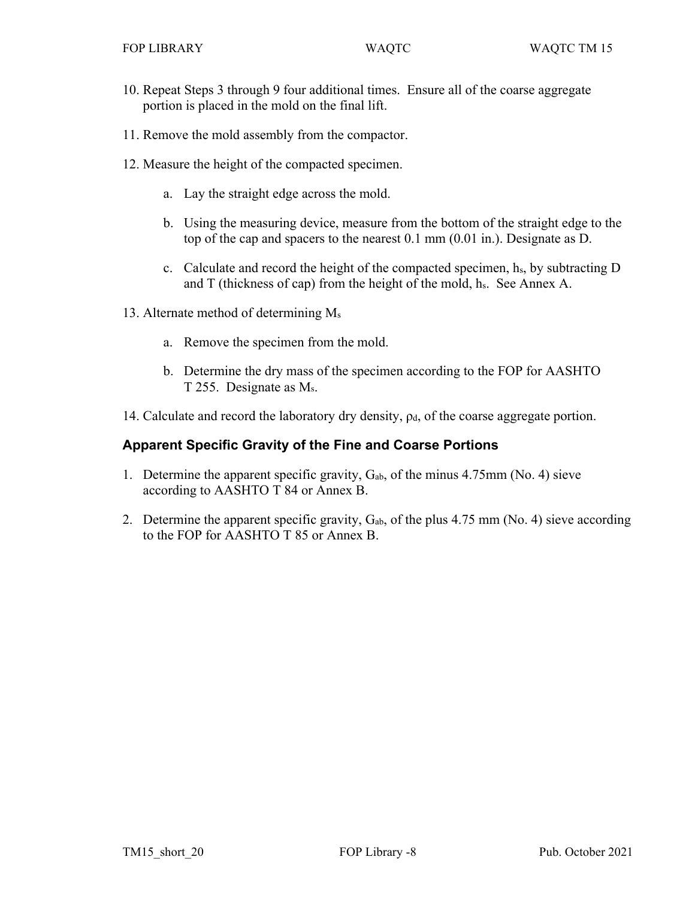10. Repeat Steps 3 through 9 four additional times. Ensure all of the coarse aggregate portion is placed in the mold on the final lift.

11. Remove the mold assembly from the compactor.

12. Measure the height of the compacted specimen.

    a. Lay the straight edge across the mold.

    b. Using the measuring device, measure from the bottom of the straight edge to the top of the cap and spacers to the nearest 0.1 mm (0.01 in.). Designate as D.

    c. Calculate and record the height of the compacted specimen, $h_s$, by subtracting D and T (thickness of cap) from the height of the mold, $h_s$. See Annex A.

13. Alternate method of determining $M_s$

    a. Remove the specimen from the mold.

    b. Determine the dry mass of the specimen according to the FOP for AASHTO T 255. Designate as $M_s$.

14. Calculate and record the laboratory dry density, $\rho_d$, of the coarse aggregate portion.

## Apparent Specific Gravity of the Fine and Coarse Portions

1. Determine the apparent specific gravity, $G_{ab}$, of the minus 4.75mm (No. 4) sieve according to AASHTO T 84 or Annex B.

2. Determine the apparent specific gravity, $G_{ab}$, of the plus 4.75 mm (No. 4) sieve according to the FOP for AASHTO T 85 or Annex B.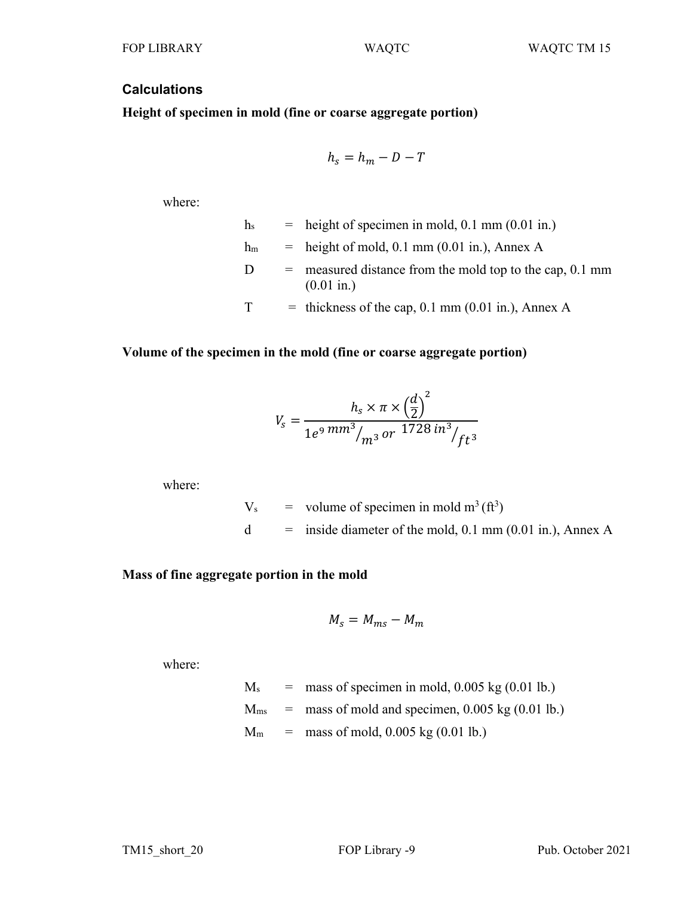## Calculations

**Height of specimen in mold (fine or coarse aggregate portion)**

$$h_s = h_m - D - T$$

where:

| | | |
|---|---|---|
| $h_s$ | = | height of specimen in mold, 0.1 mm (0.01 in.) |
| $h_m$ | = | height of mold, 0.1 mm (0.01 in.), Annex A |
| D | = | measured distance from the mold top to the cap, 0.1 mm (0.01 in.) |
| T | = | thickness of the cap, 0.1 mm (0.01 in.), Annex A |

**Volume of the specimen in the mold (fine or coarse aggregate portion)**

$$V_s = \frac{h_s \times \pi \times \left(\frac{d}{2}\right)^2}{1e^9\ mm^3/_{m^3}\ or\ \ 1728\ in^3/_{ft^3}}$$

where:

| | | |
|---|---|---|
| $V_s$ | = | volume of specimen in mold $m^3$ ($ft^3$) |
| d | = | inside diameter of the mold, 0.1 mm (0.01 in.), Annex A |

**Mass of fine aggregate portion in the mold**

$$M_s = M_{ms} - M_m$$

where:

| | | |
|---|---|---|
| $M_s$ | = | mass of specimen in mold, 0.005 kg (0.01 lb.) |
| $M_{ms}$ | = | mass of mold and specimen, 0.005 kg (0.01 lb.) |
| $M_m$ | = | mass of mold, 0.005 kg (0.01 lb.) |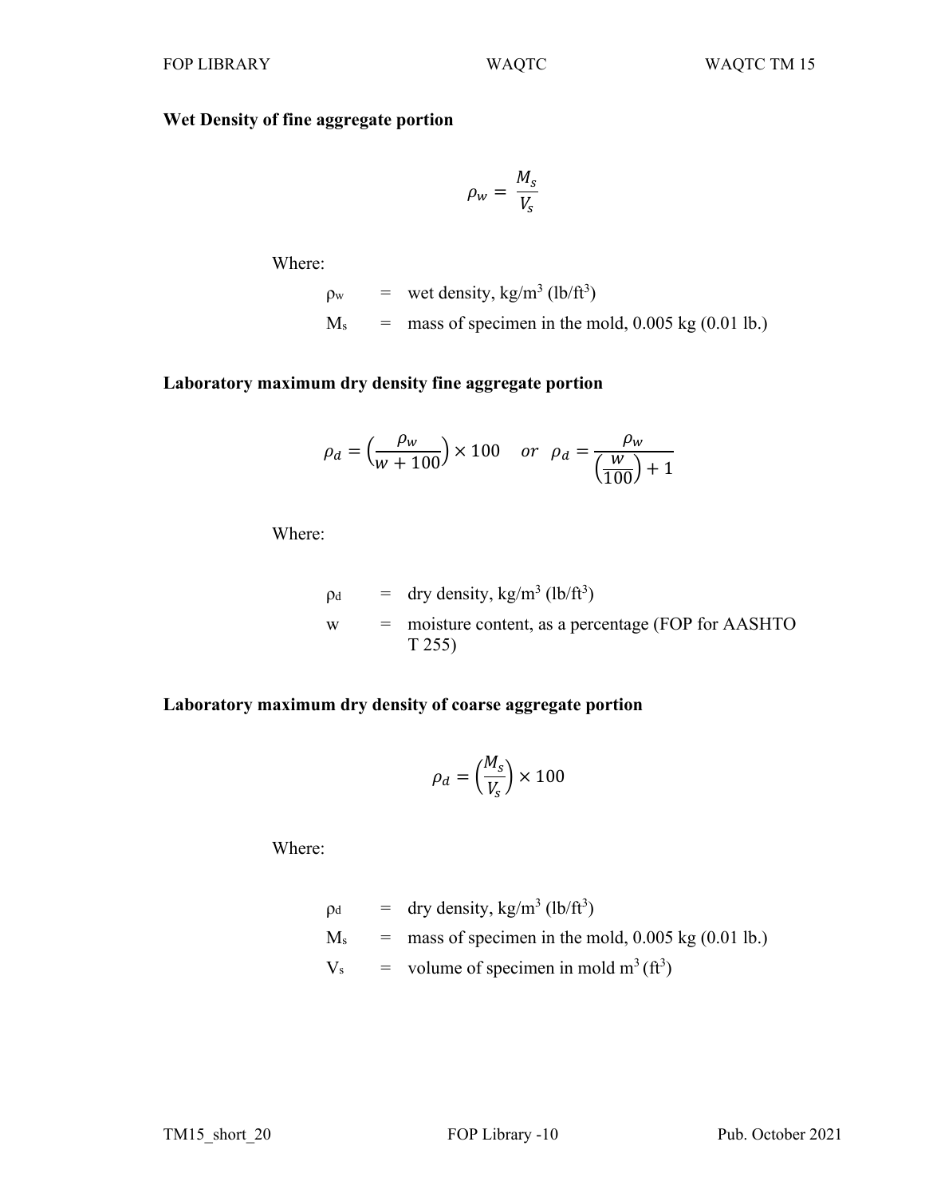**Wet Density of fine aggregate portion**

$$\rho_w = \frac{M_s}{V_s}$$

Where:

| | | |
|---|---|---|
| $\rho_w$ | = | wet density, kg/m$^3$ (lb/ft$^3$) |
| $M_s$ | = | mass of specimen in the mold, 0.005 kg (0.01 lb.) |

**Laboratory maximum dry density fine aggregate portion**

$$\rho_d = \left(\frac{\rho_w}{w + 100}\right) \times 100 \quad or \quad \rho_d = \frac{\rho_w}{\left(\frac{w}{100}\right) + 1}$$

Where:

| | | |
|---|---|---|
| $\rho_d$ | = | dry density, kg/m$^3$ (lb/ft$^3$) |
| w | = | moisture content, as a percentage (FOP for AASHTO T 255) |

**Laboratory maximum dry density of coarse aggregate portion**

$$\rho_d = \left(\frac{M_s}{V_s}\right) \times 100$$

Where:

| | | |
|---|---|---|
| $\rho_d$ | = | dry density, kg/m$^3$ (lb/ft$^3$) |
| $M_s$ | = | mass of specimen in the mold, 0.005 kg (0.01 lb.) |
| $V_s$ | = | volume of specimen in mold m$^3$ (ft$^3$) |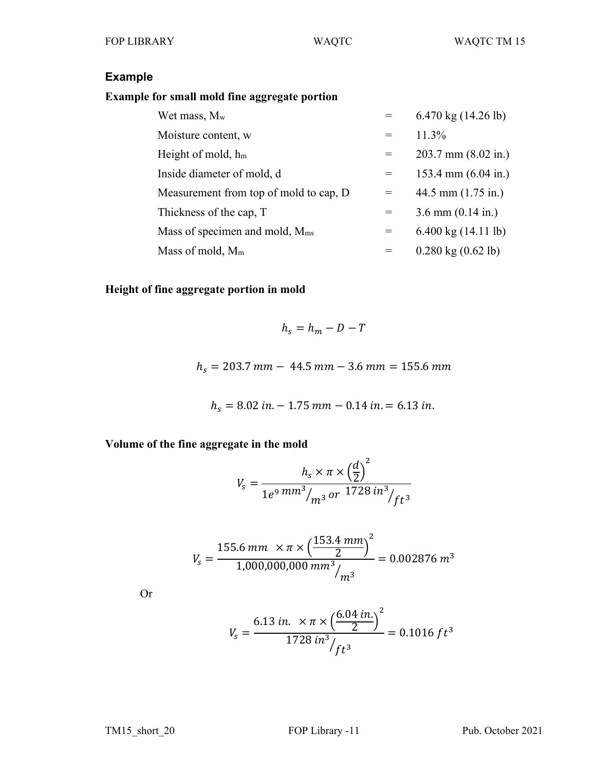## Example

**Example for small mold fine aggregate portion**

| | | |
|---|---|---|
| Wet mass, $M_w$ | = | 6.470 kg (14.26 lb) |
| Moisture content, w | = | 11.3% |
| Height of mold, $h_m$ | = | 203.7 mm (8.02 in.) |
| Inside diameter of mold, d | = | 153.4 mm (6.04 in.) |
| Measurement from top of mold to cap, D | = | 44.5 mm (1.75 in.) |
| Thickness of the cap, T | = | 3.6 mm (0.14 in.) |
| Mass of specimen and mold, $M_{ms}$ | = | 6.400 kg (14.11 lb) |
| Mass of mold, $M_m$ | = | 0.280 kg (0.62 lb) |

**Height of fine aggregate portion in mold**

$$h_s = h_m - D - T$$

$$h_s = 203.7\ mm - \ 44.5\ mm - 3.6\ mm = 155.6\ mm$$

$$h_s = 8.02\ in. - 1.75\ mm - 0.14\ in. = 6.13\ in.$$

**Volume of the fine aggregate in the mold**

$$V_s = \frac{h_s \times \pi \times \left(\frac{d}{2}\right)^2}{1e^9\ mm^3/_{m^3}\ or\ \ 1728\ in^3/_{ft^3}}$$

$$V_s = \frac{155.6\ mm\ \ \times \pi \times \left(\frac{153.4\ mm}{2}\right)^2}{1{,}000{,}000{,}000\ mm^3/_{m^3}} = 0.002876\ m^3$$

Or

$$V_s = \frac{6.13\ in.\ \ \times \pi \times \left(\frac{6.04\ in.}{2}\right)^2}{1728\ in^3/_{ft^3}} = 0.1016\ ft^3$$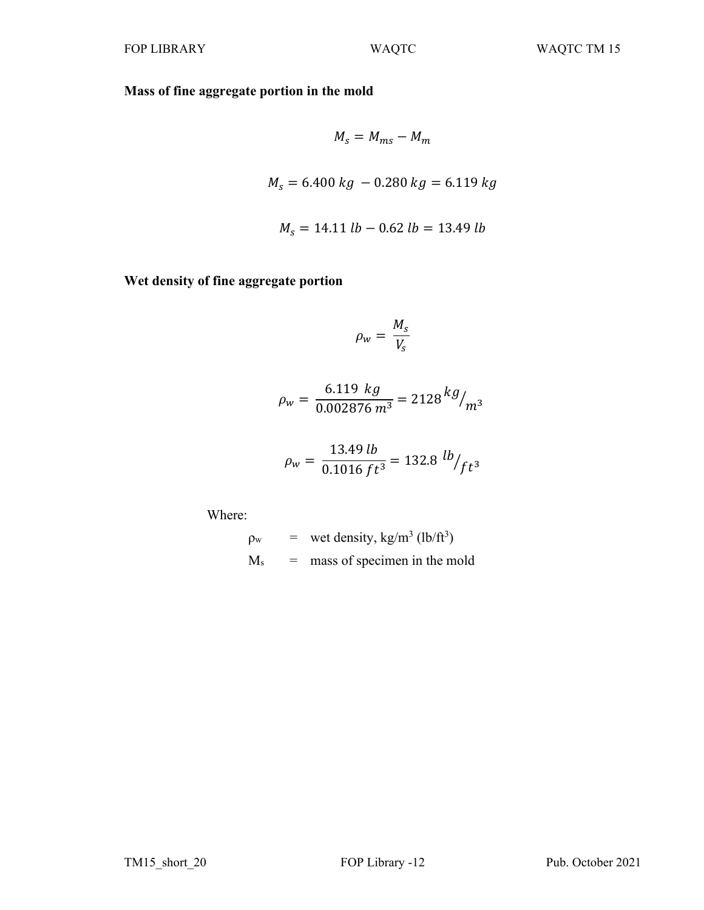**Mass of fine aggregate portion in the mold**

$$M_s = M_{ms} - M_m$$

$$M_s = 6.400\ kg\ - 0.280\ kg = 6.119\ kg$$

$$M_s = 14.11\ lb - 0.62\ lb = 13.49\ lb$$

**Wet density of fine aggregate portion**

$$\rho_w = \frac{M_s}{V_s}$$

$$\rho_w = \frac{6.119\ \ kg}{0.002876\ m^3} = 2128\ {}^{kg}/_{m^3}$$

$$\rho_w = \frac{13.49\ lb}{0.1016\ ft^3} = 132.8\ {}^{lb}/_{ft^3}$$

Where:

$\rho_w$ = wet density, $kg/m^3$ ($lb/ft^3$)

$M_s$ = mass of specimen in the mold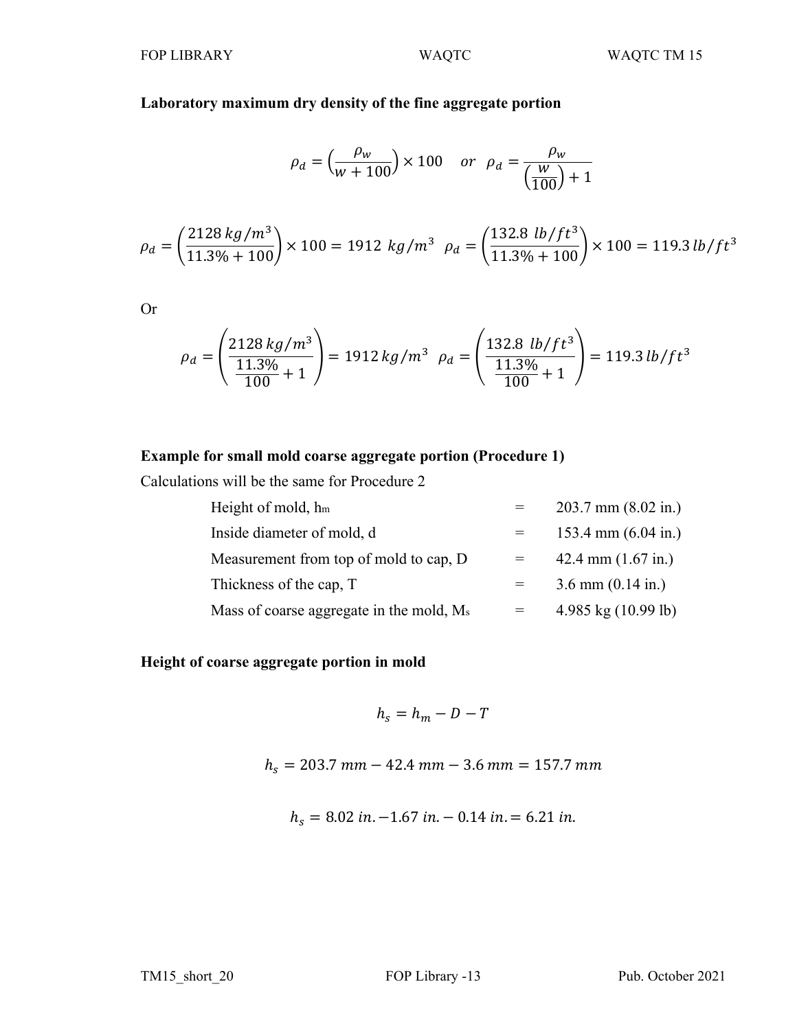**Laboratory maximum dry density of the fine aggregate portion**

$$\rho_d = \left(\frac{\rho_w}{w + 100}\right) \times 100 \quad or \quad \rho_d = \frac{\rho_w}{\left(\frac{w}{100}\right) + 1}$$

$$\rho_d = \left(\frac{2128\ kg/m^3}{11.3\% + 100}\right) \times 100 = 1912\ kg/m^3 \quad \rho_d = \left(\frac{132.8\ lb/ft^3}{11.3\% + 100}\right) \times 100 = 119.3\ lb/ft^3$$

Or

$$\rho_d = \left(\frac{2128\ kg/m^3}{\frac{11.3\%}{100} + 1}\right) = 1912\ kg/m^3 \quad \rho_d = \left(\frac{132.8\ lb/ft^3}{\frac{11.3\%}{100} + 1}\right) = 119.3\ lb/ft^3$$

**Example for small mold coarse aggregate portion (Procedure 1)**

Calculations will be the same for Procedure 2

| | | |
|---|---|---|
| Height of mold, $h_m$ | = | 203.7 mm (8.02 in.) |
| Inside diameter of mold, d | = | 153.4 mm (6.04 in.) |
| Measurement from top of mold to cap, D | = | 42.4 mm (1.67 in.) |
| Thickness of the cap, T | = | 3.6 mm (0.14 in.) |
| Mass of coarse aggregate in the mold, $M_s$ | = | 4.985 kg (10.99 lb) |

**Height of coarse aggregate portion in mold**

$$h_s = h_m - D - T$$

$$h_s = 203.7\ mm - 42.4\ mm - 3.6\ mm = 157.7\ mm$$

$$h_s = 8.02\ in. - 1.67\ in. - 0.14\ in. = 6.21\ in.$$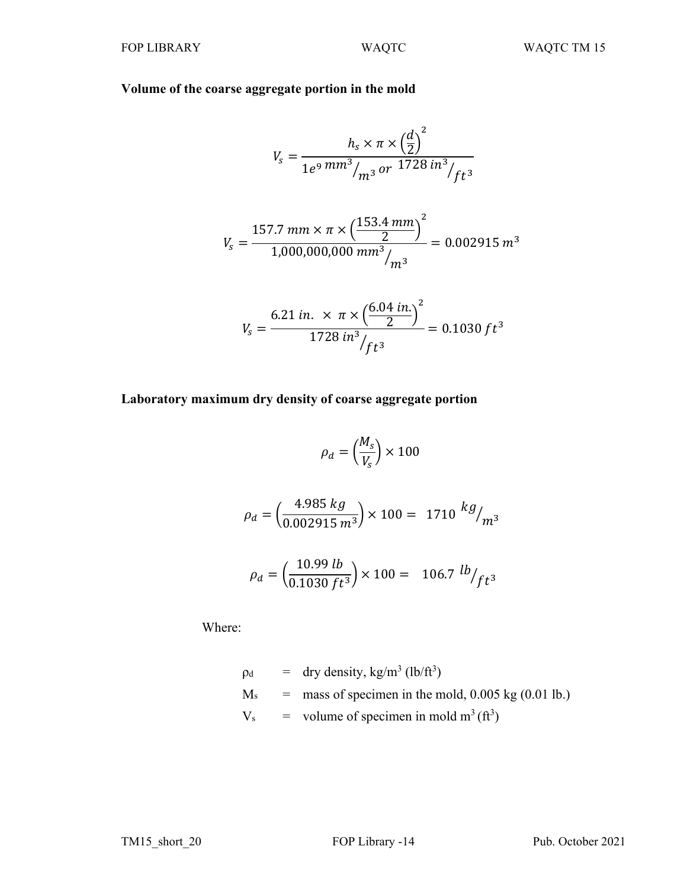**Volume of the coarse aggregate portion in the mold**

$$V_s = \frac{h_s \times \pi \times \left(\frac{d}{2}\right)^2}{1e^9\ mm^3/_{m^3}\ or\ 1728\ in^3/_{ft^3}}$$

$$V_s = \frac{157.7\ mm \times \pi \times \left(\frac{153.4\ mm}{2}\right)^2}{1{,}000{,}000{,}000\ mm^3/_{m^3}} = 0.002915\ m^3$$

$$V_s = \frac{6.21\ in.\ \times\ \pi \times \left(\frac{6.04\ in.}{2}\right)^2}{1728\ in^3/_{ft^3}} = 0.1030\ ft^3$$

**Laboratory maximum dry density of coarse aggregate portion**

$$\rho_d = \left(\frac{M_s}{V_s}\right) \times 100$$

$$\rho_d = \left(\frac{4.985\ kg}{0.002915\ m^3}\right) \times 100 = \ 1710\ ^{kg}/_{m^3}$$

$$\rho_d = \left(\frac{10.99\ lb}{0.1030\ ft^3}\right) \times 100 = \ \ 106.7\ ^{lb}/_{ft^3}$$

Where:

$\rho_d$ = dry density, kg/m$^3$ (lb/ft$^3$)

$M_s$ = mass of specimen in the mold, 0.005 kg (0.01 lb.)

$V_s$ = volume of specimen in mold m$^3$ (ft$^3$)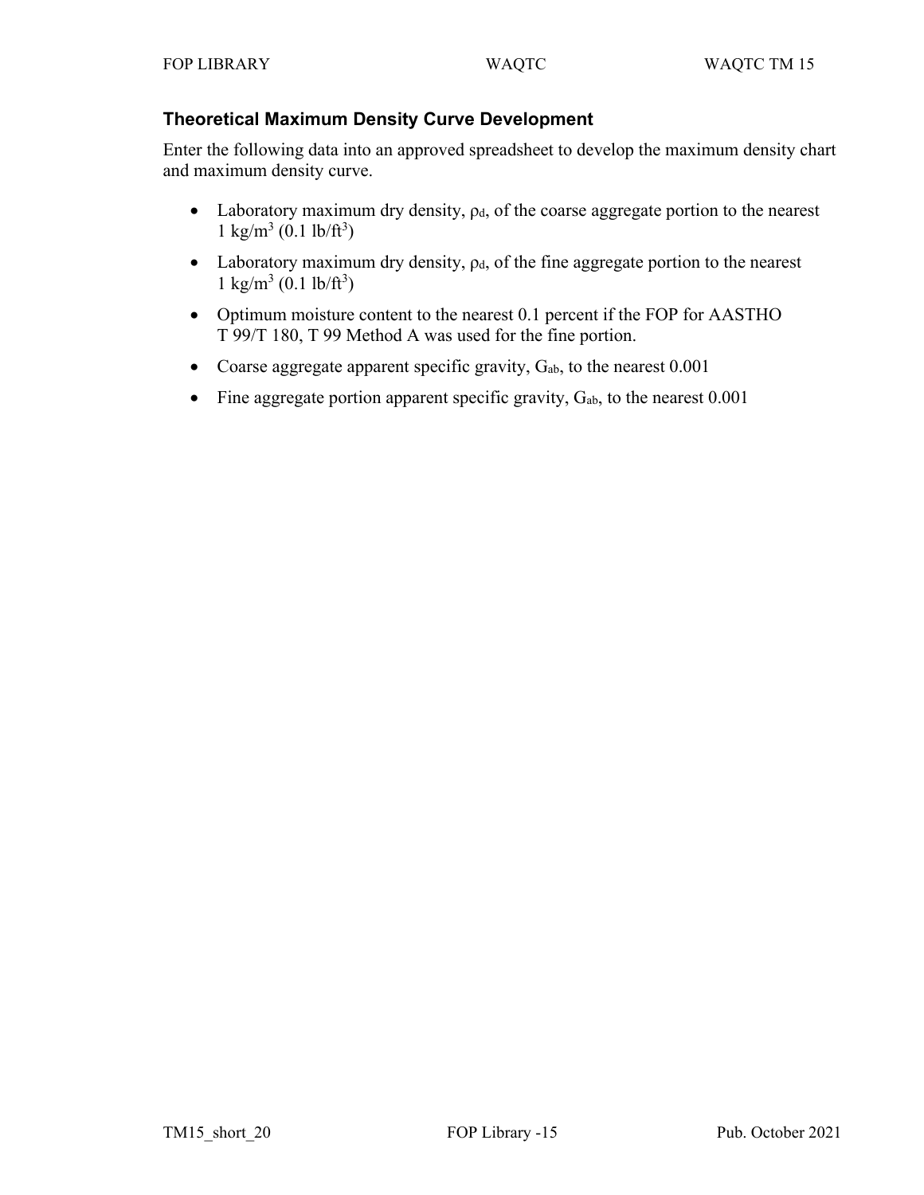## Theoretical Maximum Density Curve Development

Enter the following data into an approved spreadsheet to develop the maximum density chart and maximum density curve.

- Laboratory maximum dry density, $\rho_d$, of the coarse aggregate portion to the nearest 1 kg/m$^3$ (0.1 lb/ft$^3$)
- Laboratory maximum dry density, $\rho_d$, of the fine aggregate portion to the nearest 1 kg/m$^3$ (0.1 lb/ft$^3$)
- Optimum moisture content to the nearest 0.1 percent if the FOP for AASTHO T 99/T 180, T 99 Method A was used for the fine portion.
- Coarse aggregate apparent specific gravity, $G_{ab}$, to the nearest 0.001
- Fine aggregate portion apparent specific gravity, $G_{ab}$, to the nearest 0.001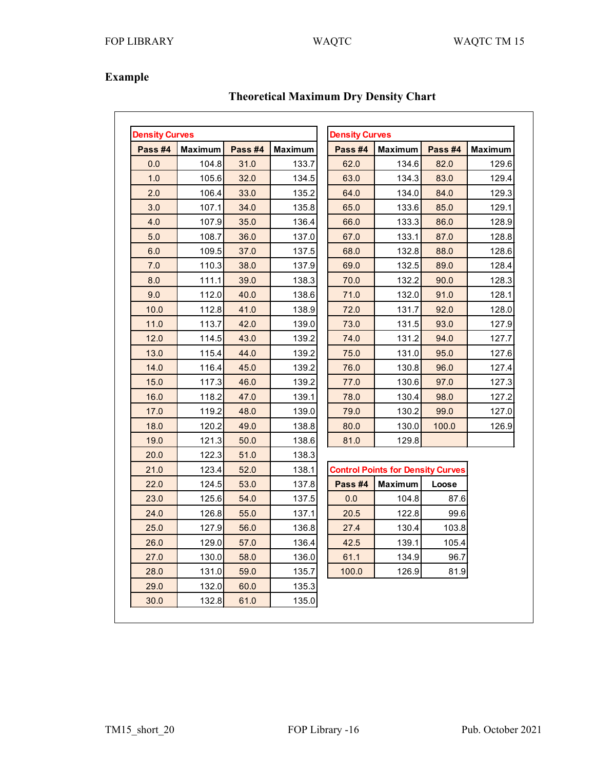## Example

### Theoretical Maximum Dry Density Chart

**Density Curves**

| Pass #4 | Maximum | Pass #4 | Maximum |
|---|---|---|---|
| 0.0 | 104.8 | 31.0 | 133.7 |
| 1.0 | 105.6 | 32.0 | 134.5 |
| 2.0 | 106.4 | 33.0 | 135.2 |
| 3.0 | 107.1 | 34.0 | 135.8 |
| 4.0 | 107.9 | 35.0 | 136.4 |
| 5.0 | 108.7 | 36.0 | 137.0 |
| 6.0 | 109.5 | 37.0 | 137.5 |
| 7.0 | 110.3 | 38.0 | 137.9 |
| 8.0 | 111.1 | 39.0 | 138.3 |
| 9.0 | 112.0 | 40.0 | 138.6 |
| 10.0 | 112.8 | 41.0 | 138.9 |
| 11.0 | 113.7 | 42.0 | 139.0 |
| 12.0 | 114.5 | 43.0 | 139.2 |
| 13.0 | 115.4 | 44.0 | 139.2 |
| 14.0 | 116.4 | 45.0 | 139.2 |
| 15.0 | 117.3 | 46.0 | 139.2 |
| 16.0 | 118.2 | 47.0 | 139.1 |
| 17.0 | 119.2 | 48.0 | 139.0 |
| 18.0 | 120.2 | 49.0 | 138.8 |
| 19.0 | 121.3 | 50.0 | 138.6 |
| 20.0 | 122.3 | 51.0 | 138.3 |
| 21.0 | 123.4 | 52.0 | 138.1 |
| 22.0 | 124.5 | 53.0 | 137.8 |
| 23.0 | 125.6 | 54.0 | 137.5 |
| 24.0 | 126.8 | 55.0 | 137.1 |
| 25.0 | 127.9 | 56.0 | 136.8 |
| 26.0 | 129.0 | 57.0 | 136.4 |
| 27.0 | 130.0 | 58.0 | 136.0 |
| 28.0 | 131.0 | 59.0 | 135.7 |
| 29.0 | 132.0 | 60.0 | 135.3 |
| 30.0 | 132.8 | 61.0 | 135.0 |

**Density Curves**

| Pass #4 | Maximum | Pass #4 | Maximum |
|---|---|---|---|
| 62.0 | 134.6 | 82.0 | 129.6 |
| 63.0 | 134.3 | 83.0 | 129.4 |
| 64.0 | 134.0 | 84.0 | 129.3 |
| 65.0 | 133.6 | 85.0 | 129.1 |
| 66.0 | 133.3 | 86.0 | 128.9 |
| 67.0 | 133.1 | 87.0 | 128.8 |
| 68.0 | 132.8 | 88.0 | 128.6 |
| 69.0 | 132.5 | 89.0 | 128.4 |
| 70.0 | 132.2 | 90.0 | 128.3 |
| 71.0 | 132.0 | 91.0 | 128.1 |
| 72.0 | 131.7 | 92.0 | 128.0 |
| 73.0 | 131.5 | 93.0 | 127.9 |
| 74.0 | 131.2 | 94.0 | 127.7 |
| 75.0 | 131.0 | 95.0 | 127.6 |
| 76.0 | 130.8 | 96.0 | 127.4 |
| 77.0 | 130.6 | 97.0 | 127.3 |
| 78.0 | 130.4 | 98.0 | 127.2 |
| 79.0 | 130.2 | 99.0 | 127.0 |
| 80.0 | 130.0 | 100.0 | 126.9 |
| 81.0 | 129.8 | | |

**Control Points for Density Curves**

| Pass #4 | Maximum | Loose |
|---|---|---|
| 0.0 | 104.8 | 87.6 |
| 20.5 | 122.8 | 99.6 |
| 27.4 | 130.4 | 103.8 |
| 42.5 | 139.1 | 105.4 |
| 61.1 | 134.9 | 96.7 |
| 100.0 | 126.9 | 81.9 |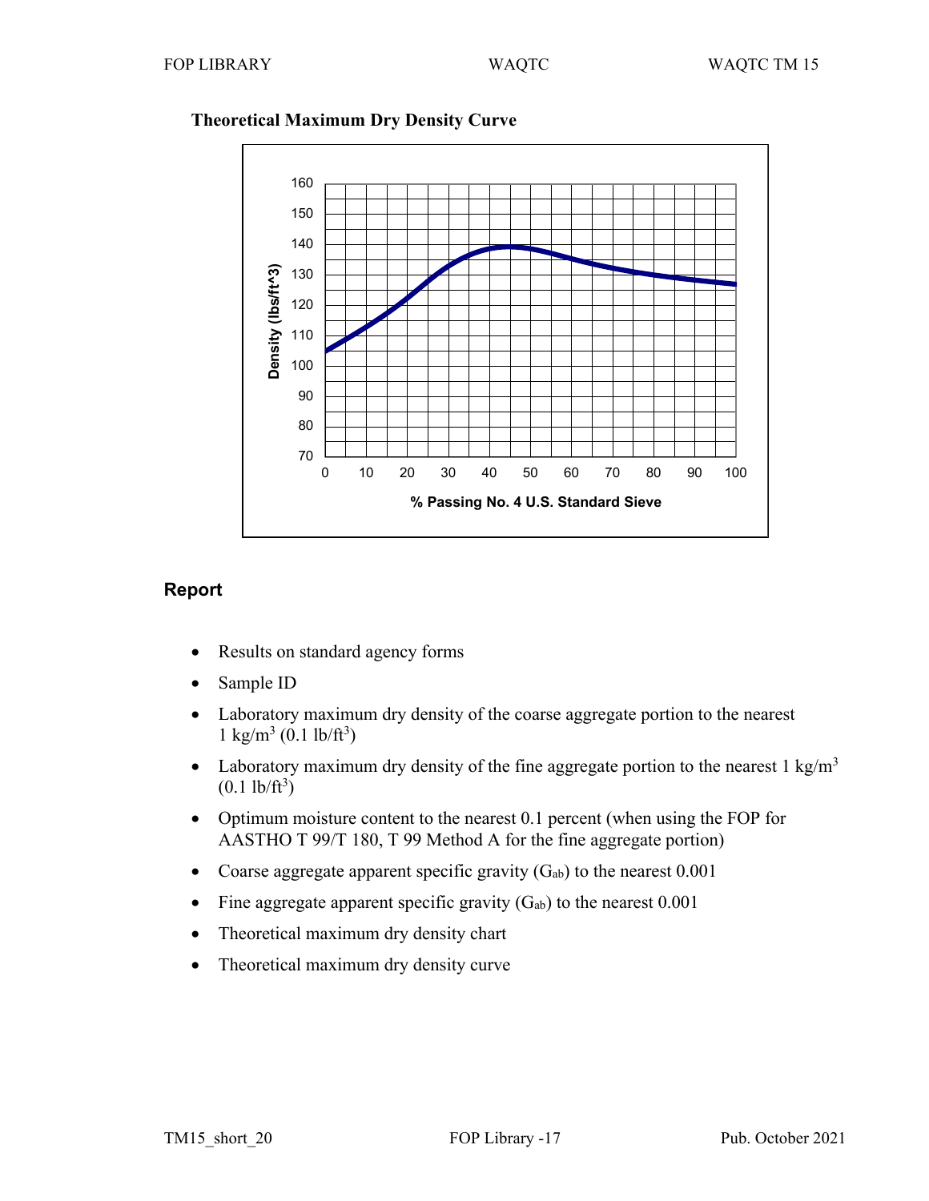**Theoretical Maximum Dry Density Curve**

## Report

- Results on standard agency forms
- Sample ID
- Laboratory maximum dry density of the coarse aggregate portion to the nearest 1 $kg/m^3$ (0.1 $lb/ft^3$)
- Laboratory maximum dry density of the fine aggregate portion to the nearest 1 $kg/m^3$ (0.1 $lb/ft^3$)
- Optimum moisture content to the nearest 0.1 percent (when using the FOP for AASTHO T 99/T 180, T 99 Method A for the fine aggregate portion)
- Coarse aggregate apparent specific gravity ($G_{ab}$) to the nearest 0.001
- Fine aggregate apparent specific gravity ($G_{ab}$) to the nearest 0.001
- Theoretical maximum dry density chart
- Theoretical maximum dry density curve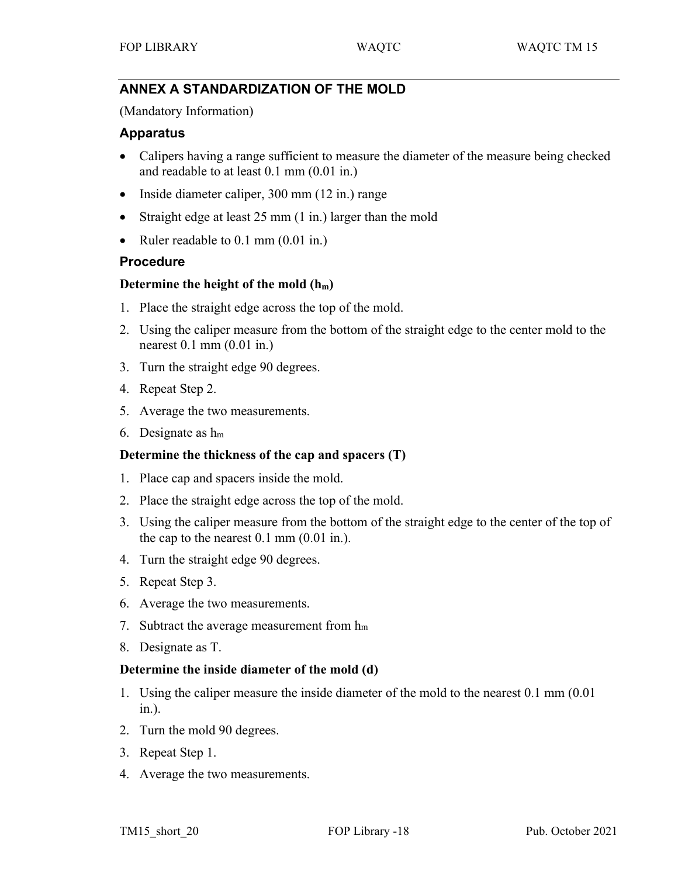## ANNEX A STANDARDIZATION OF THE MOLD

(Mandatory Information)

### Apparatus

- Calipers having a range sufficient to measure the diameter of the measure being checked and readable to at least 0.1 mm (0.01 in.)
- Inside diameter caliper, 300 mm (12 in.) range
- Straight edge at least 25 mm (1 in.) larger than the mold
- Ruler readable to 0.1 mm (0.01 in.)

### Procedure

**Determine the height of the mold ($h_m$)**

1. Place the straight edge across the top of the mold.
2. Using the caliper measure from the bottom of the straight edge to the center mold to the nearest 0.1 mm (0.01 in.)
3. Turn the straight edge 90 degrees.
4. Repeat Step 2.
5. Average the two measurements.
6. Designate as $h_m$

**Determine the thickness of the cap and spacers (T)**

1. Place cap and spacers inside the mold.
2. Place the straight edge across the top of the mold.
3. Using the caliper measure from the bottom of the straight edge to the center of the top of the cap to the nearest 0.1 mm (0.01 in.).
4. Turn the straight edge 90 degrees.
5. Repeat Step 3.
6. Average the two measurements.
7. Subtract the average measurement from $h_m$
8. Designate as T.

**Determine the inside diameter of the mold (d)**

1. Using the caliper measure the inside diameter of the mold to the nearest 0.1 mm (0.01 in.).
2. Turn the mold 90 degrees.
3. Repeat Step 1.
4. Average the two measurements.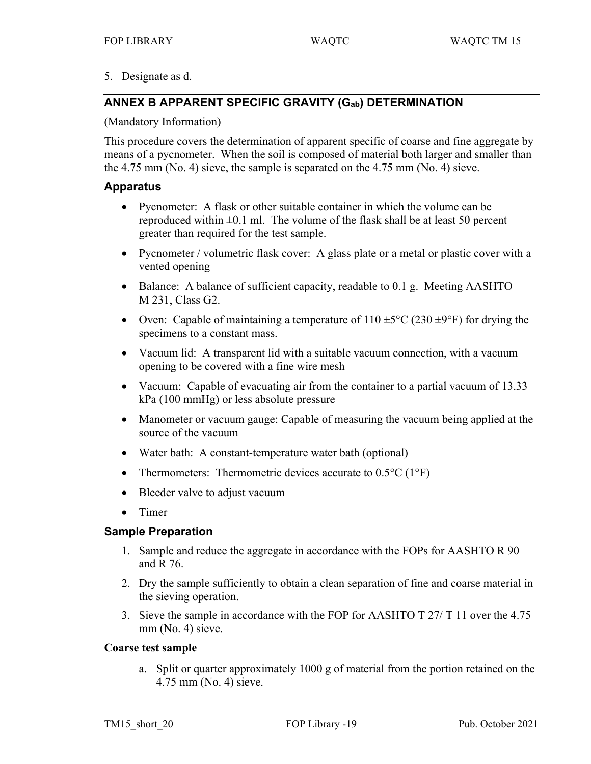5. Designate as d.

## ANNEX B APPARENT SPECIFIC GRAVITY ($G_{ab}$) DETERMINATION

(Mandatory Information)

This procedure covers the determination of apparent specific of coarse and fine aggregate by means of a pycnometer. When the soil is composed of material both larger and smaller than the 4.75 mm (No. 4) sieve, the sample is separated on the 4.75 mm (No. 4) sieve.

### Apparatus

- Pycnometer: A flask or other suitable container in which the volume can be reproduced within ±0.1 ml. The volume of the flask shall be at least 50 percent greater than required for the test sample.
- Pycnometer / volumetric flask cover: A glass plate or a metal or plastic cover with a vented opening
- Balance: A balance of sufficient capacity, readable to 0.1 g. Meeting AASHTO M 231, Class G2.
- Oven: Capable of maintaining a temperature of 110 ±5°C (230 ±9°F) for drying the specimens to a constant mass.
- Vacuum lid: A transparent lid with a suitable vacuum connection, with a vacuum opening to be covered with a fine wire mesh
- Vacuum: Capable of evacuating air from the container to a partial vacuum of 13.33 kPa (100 mmHg) or less absolute pressure
- Manometer or vacuum gauge: Capable of measuring the vacuum being applied at the source of the vacuum
- Water bath: A constant-temperature water bath (optional)
- Thermometers: Thermometric devices accurate to 0.5°C (1°F)
- Bleeder valve to adjust vacuum
- Timer

### Sample Preparation

1. Sample and reduce the aggregate in accordance with the FOPs for AASHTO R 90 and R 76.
2. Dry the sample sufficiently to obtain a clean separation of fine and coarse material in the sieving operation.
3. Sieve the sample in accordance with the FOP for AASHTO T 27/ T 11 over the 4.75 mm (No. 4) sieve.

**Coarse test sample**

a. Split or quarter approximately 1000 g of material from the portion retained on the 4.75 mm (No. 4) sieve.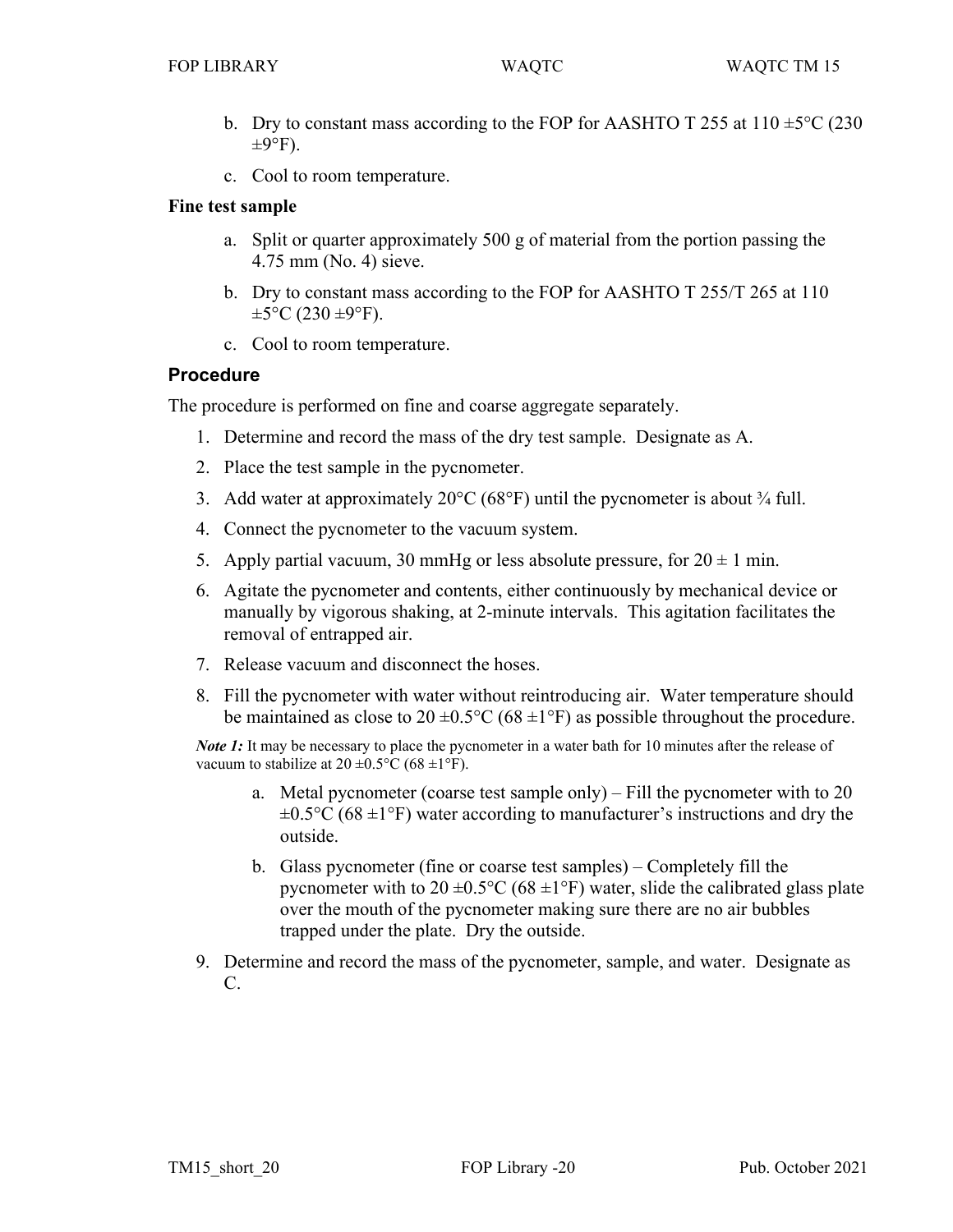b. Dry to constant mass according to the FOP for AASHTO T 255 at 110 ±5°C (230 ±9°F).

c. Cool to room temperature.

**Fine test sample**

a. Split or quarter approximately 500 g of material from the portion passing the 4.75 mm (No. 4) sieve.

b. Dry to constant mass according to the FOP for AASHTO T 255/T 265 at 110 ±5°C (230 ±9°F).

c. Cool to room temperature.

## Procedure

The procedure is performed on fine and coarse aggregate separately.

1. Determine and record the mass of the dry test sample. Designate as A.
2. Place the test sample in the pycnometer.
3. Add water at approximately 20°C (68°F) until the pycnometer is about ¾ full.
4. Connect the pycnometer to the vacuum system.
5. Apply partial vacuum, 30 mmHg or less absolute pressure, for 20 ± 1 min.
6. Agitate the pycnometer and contents, either continuously by mechanical device or manually by vigorous shaking, at 2-minute intervals. This agitation facilitates the removal of entrapped air.
7. Release vacuum and disconnect the hoses.
8. Fill the pycnometer with water without reintroducing air. Water temperature should be maintained as close to 20 ±0.5°C (68 ±1°F) as possible throughout the procedure.

*Note 1:* It may be necessary to place the pycnometer in a water bath for 10 minutes after the release of vacuum to stabilize at 20 ±0.5°C (68 ±1°F).

   a. Metal pycnometer (coarse test sample only) – Fill the pycnometer with to 20 ±0.5°C (68 ±1°F) water according to manufacturer's instructions and dry the outside.

   b. Glass pycnometer (fine or coarse test samples) – Completely fill the pycnometer with to 20 ±0.5°C (68 ±1°F) water, slide the calibrated glass plate over the mouth of the pycnometer making sure there are no air bubbles trapped under the plate. Dry the outside.

9. Determine and record the mass of the pycnometer, sample, and water. Designate as C.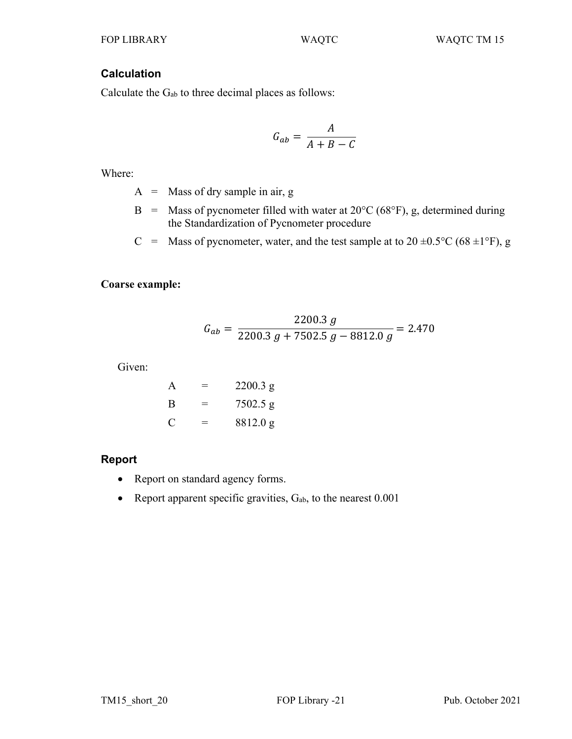## Calculation

Calculate the $G_{ab}$ to three decimal places as follows:

$$G_{ab} = \frac{A}{A + B - C}$$

Where:

A = Mass of dry sample in air, g

B = Mass of pycnometer filled with water at 20°C (68°F), g, determined during the Standardization of Pycnometer procedure

C = Mass of pycnometer, water, and the test sample at to 20 ±0.5°C (68 ±1°F), g

**Coarse example:**

$$G_{ab} = \frac{2200.3\ g}{2200.3\ g + 7502.5\ g - 8812.0\ g} = 2.470$$

Given:

A = 2200.3 g

B = 7502.5 g

C = 8812.0 g

## Report

- Report on standard agency forms.
- Report apparent specific gravities, $G_{ab}$, to the nearest 0.001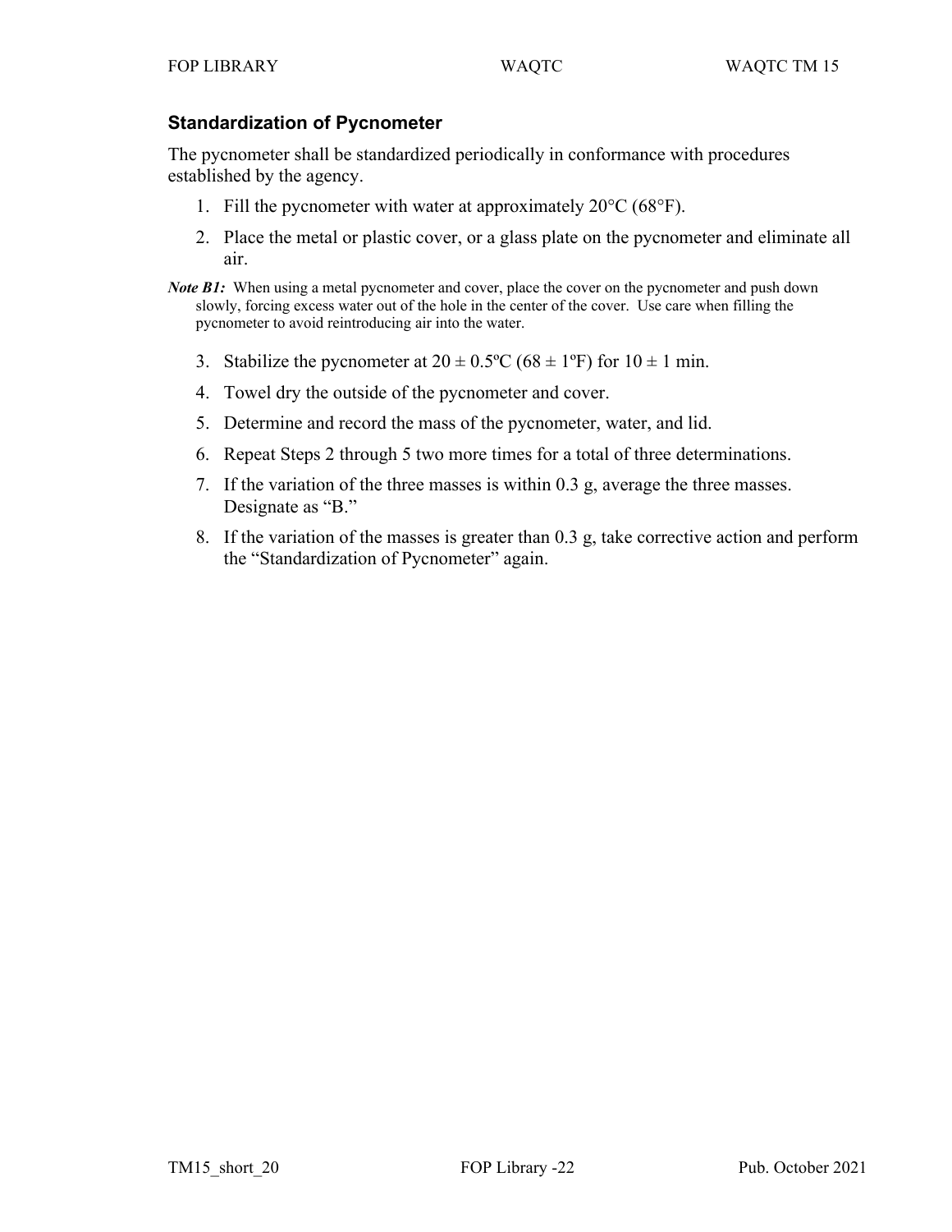## Standardization of Pycnometer

The pycnometer shall be standardized periodically in conformance with procedures established by the agency.

1. Fill the pycnometer with water at approximately 20°C (68°F).
2. Place the metal or plastic cover, or a glass plate on the pycnometer and eliminate all air.

***Note B1:*** When using a metal pycnometer and cover, place the cover on the pycnometer and push down slowly, forcing excess water out of the hole in the center of the cover. Use care when filling the pycnometer to avoid reintroducing air into the water.

3. Stabilize the pycnometer at 20 ± 0.5ºC (68 ± 1ºF) for 10 ± 1 min.
4. Towel dry the outside of the pycnometer and cover.
5. Determine and record the mass of the pycnometer, water, and lid.
6. Repeat Steps 2 through 5 two more times for a total of three determinations.
7. If the variation of the three masses is within 0.3 g, average the three masses. Designate as "B."
8. If the variation of the masses is greater than 0.3 g, take corrective action and perform the "Standardization of Pycnometer" again.